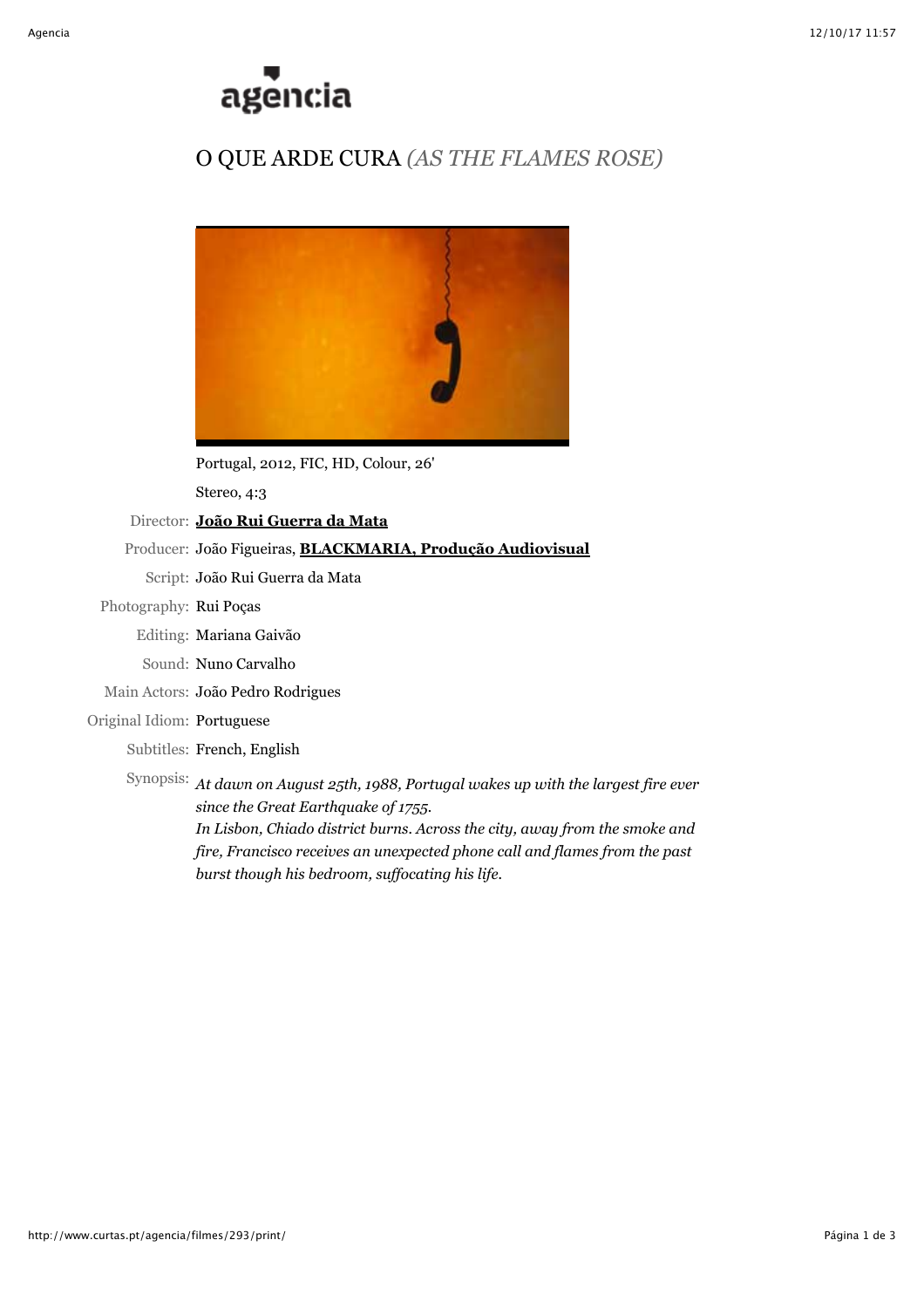agencia

# O QUE ARDE CURA *(AS THE FLAMES ROSE)*

Portugal, 2012, FIC, HD, Colour, 26'

Stereo, 4:3

Director: **João Rui Guerra da Mata**

Producer: João Figueiras, **BLACKMARIA, Produção Audiovisual**

Script: João Rui Guerra da Mata

Photography: Rui Poças

Editing: Mariana Gaivão

Sound: Nuno Carvalho

Main Actors: João Pedro Rodrigues

Original Idiom: Portuguese

Subtitles: French, English

Synopsis: *At dawn on August 25th, 1988, Portugal wakes up with the largest fire ever since the Great Earthquake of 1755.*
*In Lisbon, Chiado district burns. Across the city, away from the smoke and fire, Francisco receives an unexpected phone call and flames from the past burst though his bedroom, suffocating his life.*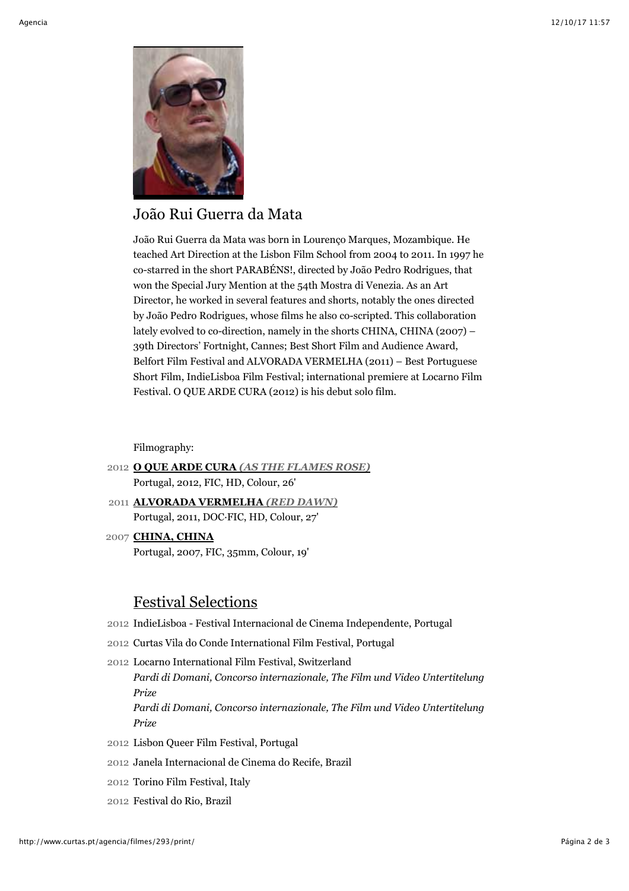## João Rui Guerra da Mata

João Rui Guerra da Mata was born in Lourenço Marques, Mozambique. He teached Art Direction at the Lisbon Film School from 2004 to 2011. In 1997 he co-starred in the short PARABÉNS!, directed by João Pedro Rodrigues, that won the Special Jury Mention at the 54th Mostra di Venezia. As an Art Director, he worked in several features and shorts, notably the ones directed by João Pedro Rodrigues, whose films he also co-scripted. This collaboration lately evolved to co-direction, namely in the shorts CHINA, CHINA (2007) – 39th Directors' Fortnight, Cannes; Best Short Film and Audience Award, Belfort Film Festival and ALVORADA VERMELHA (2011) – Best Portuguese Short Film, IndieLisboa Film Festival; international premiere at Locarno Film Festival. O QUE ARDE CURA (2012) is his debut solo film.

Filmography:

2012 **O QUE ARDE CURA** ***(AS THE FLAMES ROSE)***
Portugal, 2012, FIC, HD, Colour, 26'

2011 **ALVORADA VERMELHA** ***(RED DAWN)***
Portugal, 2011, DOC·FIC, HD, Colour, 27'

2007 **CHINA, CHINA**
Portugal, 2007, FIC, 35mm, Colour, 19'

## Festival Selections

- 2012 IndieLisboa - Festival Internacional de Cinema Independente, Portugal
- 2012 Curtas Vila do Conde International Film Festival, Portugal
- 2012 Locarno International Film Festival, Switzerland
  *Pardi di Domani, Concorso internazionale, The Film und Video Untertitelung Prize*
  *Pardi di Domani, Concorso internazionale, The Film und Video Untertitelung Prize*
- 2012 Lisbon Queer Film Festival, Portugal
- 2012 Janela Internacional de Cinema do Recife, Brazil
- 2012 Torino Film Festival, Italy
- 2012 Festival do Rio, Brazil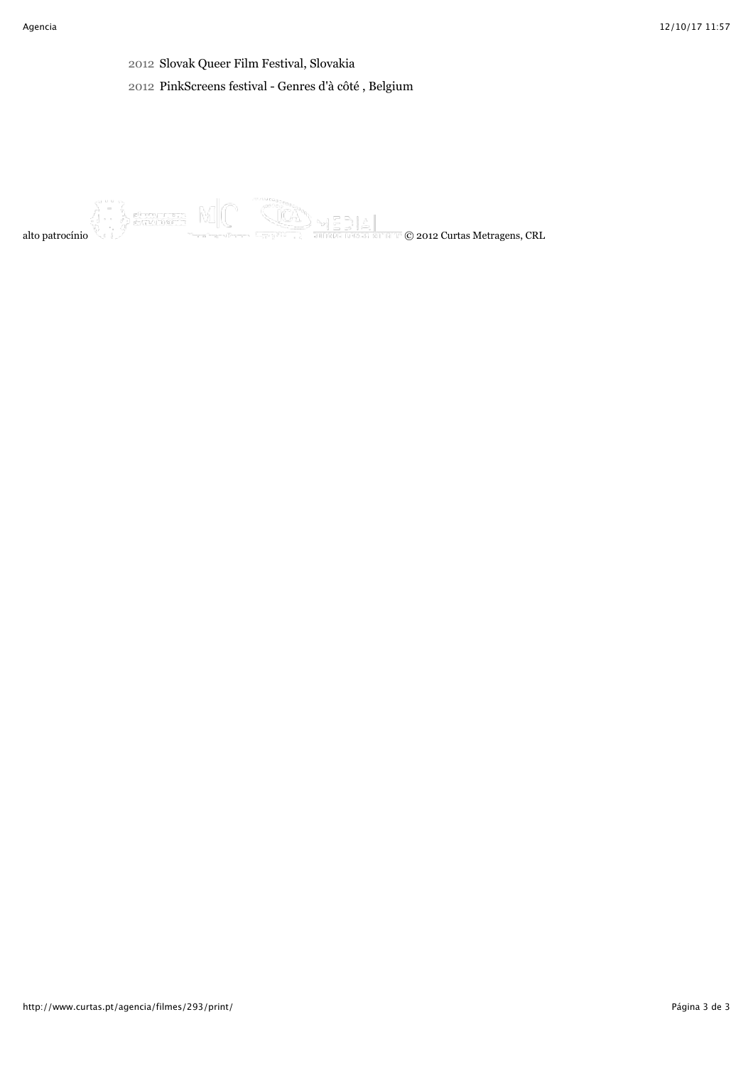2012 Slovak Queer Film Festival, Slovakia

2012 PinkScreens festival - Genres d'à côté , Belgium

alto patrocínio © 2012 Curtas Metragens, CRL